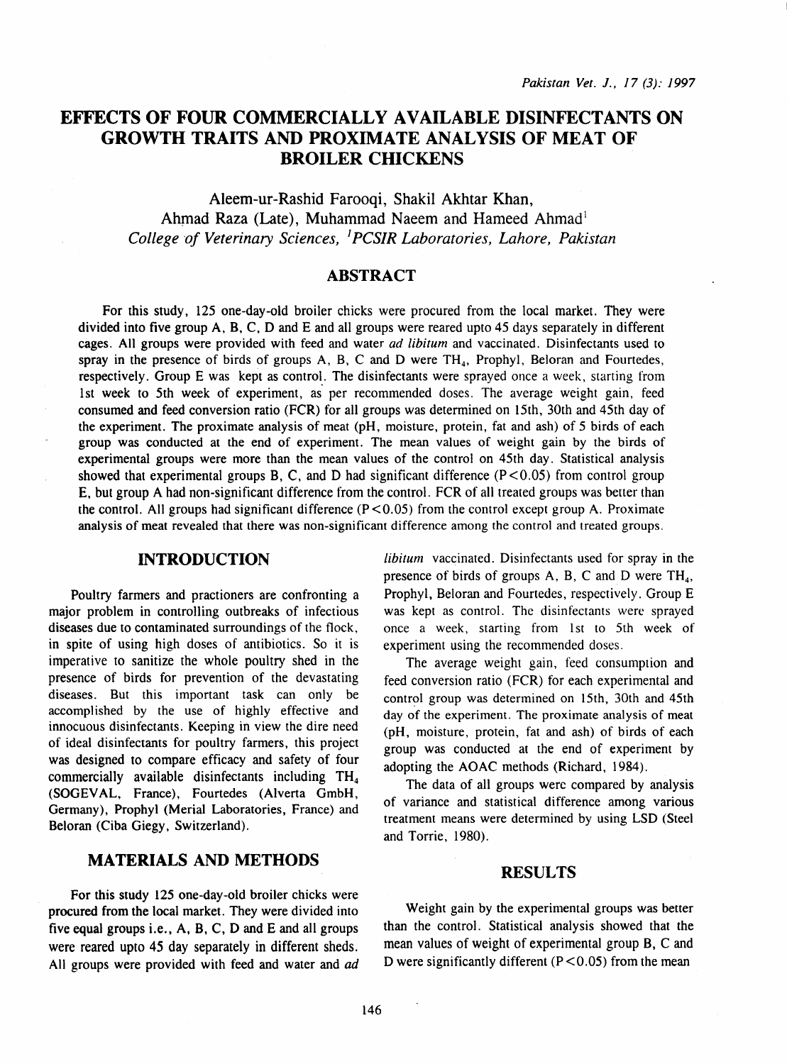# EFFECTS OF FOUR COMMERCIALLY AVAILABLE DISINFECTANTS ON GROWTH TRAITS AND PROXIMATE ANALYSIS OF MEAT OF BROILER CHICKENS

Aleem-ur-Rashid Farooqi, Shakil Akhtar Khan, Ahmad Raza (Late), Muhammad Naeem and Hameed Ahmad[1]

*College of Veterinary Sciences, [1]PCSIR Laboratories, Lahore, Pakistan*

## ABSTRACT

For this study, 125 one-day-old broiler chicks were procured from the local market. They were divided into five group A, B, C, D and E and all groups were reared upto 45 days separately in different cages. All groups were provided with feed and water *ad libitum* and vaccinated. Disinfectants used to spray in the presence of birds of groups A, B, C and D were $TH_4$, Prophyl, Beloran and Fourtedes, respectively. Group E was kept as control. The disinfectants were sprayed once a week, starting from 1st week to 5th week of experiment, as per recommended doses. The average weight gain, feed consumed and feed conversion ratio (FCR) for all groups was determined on 15th, 30th and 45th day of the experiment. The proximate analysis of meat (pH, moisture, protein, fat and ash) of 5 birds of each group was conducted at the end of experiment. The mean values of weight gain by the birds of experimental groups were more than the mean values of the control on 45th day. Statistical analysis showed that experimental groups B, C, and D had significant difference ($P<0.05$) from control group E, but group A had non-significant difference from the control. FCR of all treated groups was better than the control. All groups had significant difference ($P<0.05$) from the control except group A. Proximate analysis of meat revealed that there was non-significant difference among the control and treated groups.

## INTRODUCTION

Poultry farmers and practioners are confronting a major problem in controlling outbreaks of infectious diseases due to contaminated surroundings of the flock, in spite of using high doses of antibiotics. So it is imperative to sanitize the whole poultry shed in the presence of birds for prevention of the devastating diseases. But this important task can only be accomplished by the use of highly effective and innocuous disinfectants. Keeping in view the dire need of ideal disinfectants for poultry farmers, this project was designed to compare efficacy and safety of four commercially available disinfectants including $TH_4$ (SOGEVAL, France), Fourtedes (Alverta GmbH, Germany), Prophyl (Merial Laboratories, France) and Beloran (Ciba Giegy, Switzerland).

## MATERIALS AND METHODS

For this study 125 one-day-old broiler chicks were procured from the local market. They were divided into five equal groups i.e., A, B, C, D and E and all groups were reared upto 45 day separately in different sheds. All groups were provided with feed and water and *ad libitum* vaccinated. Disinfectants used for spray in the presence of birds of groups A, B, C and D were $TH_4$, Prophyl, Beloran and Fourtedes, respectively. Group E was kept as control. The disinfectants were sprayed once a week, starting from 1st to 5th week of experiment using the recommended doses.

The average weight gain, feed consumption and feed conversion ratio (FCR) for each experimental and control group was determined on 15th, 30th and 45th day of the experiment. The proximate analysis of meat (pH, moisture, protein, fat and ash) of birds of each group was conducted at the end of experiment by adopting the AOAC methods (Richard, 1984).

The data of all groups were compared by analysis of variance and statistical difference among various treatment means were determined by using LSD (Steel and Torrie, 1980).

## RESULTS

Weight gain by the experimental groups was better than the control. Statistical analysis showed that the mean values of weight of experimental group B, C and D were significantly different ($P<0.05$) from the mean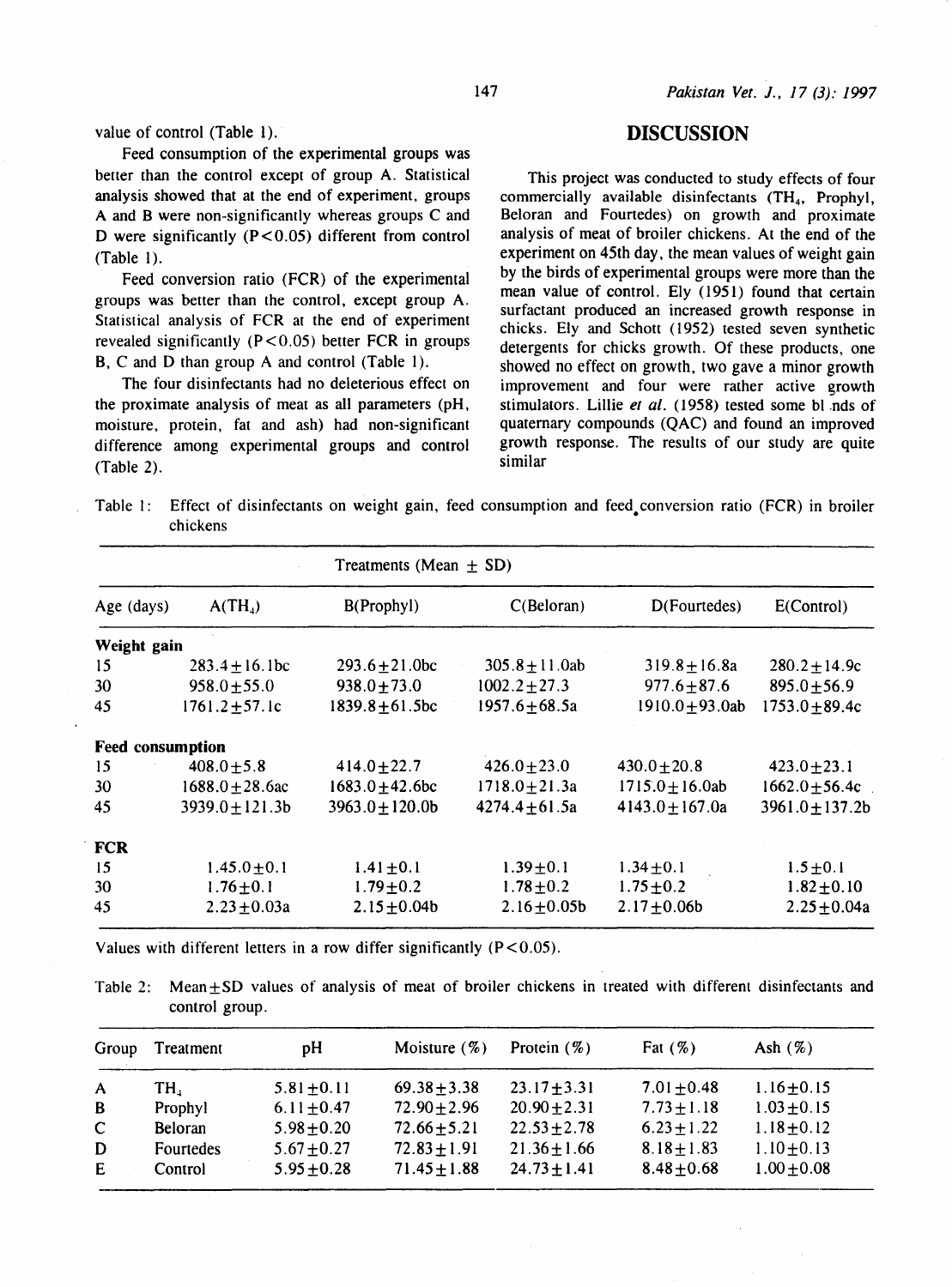value of control (Table 1).

Feed consumption of the experimental groups was better than the control except of group A. Statistical analysis showed that at the end of experiment, groups A and B were non-significantly whereas groups C and D were significantly ($P<0.05$) different from control (Table 1).

Feed conversion ratio (FCR) of the experimental groups was better than the control, except group A. Statistical analysis of FCR at the end of experiment revealed significantly ($P<0.05$) better FCR in groups B, C and D than group A and control (Table 1).

The four disinfectants had no deleterious effect on the proximate analysis of meat as all parameters (pH, moisture, protein, fat and ash) had non-significant difference among experimental groups and control (Table 2).

## DISCUSSION

This project was conducted to study effects of four commercially available disinfectants ($TH_4$, Prophyl, Beloran and Fourtedes) on growth and proximate analysis of meat of broiler chickens. At the end of the experiment on 45th day, the mean values of weight gain by the birds of experimental groups were more than the mean value of control. Ely (1951) found that certain surfactant produced an increased growth response in chicks. Ely and Schott (1952) tested seven synthetic detergents for chicks growth. Of these products, one showed no effect on growth, two gave a minor growth improvement and four were rather active growth stimulators. Lillie *et al.* (1958) tested some bl nds of quaternary compounds (QAC) and found an improved growth response. The results of our study are quite similar

Table 1: Effect of disinfectants on weight gain, feed consumption and feed conversion ratio (FCR) in broiler chickens

| | Treatments (Mean ± SD) | | | | |
|---|---|---|---|---|---|
| Age (days) | A($TH_4$) | B(Prophyl) | C(Beloran) | D(Fourtedes) | E(Control) |
| **Weight gain** | | | | | |
| 15 | 283.4±16.1bc | 293.6±21.0bc | 305.8±11.0ab | 319.8±16.8a | 280.2±14.9c |
| 30 | 958.0±55.0 | 938.0±73.0 | 1002.2±27.3 | 977.6±87.6 | 895.0±56.9 |
| 45 | 1761.2±57.1c | 1839.8±61.5bc | 1957.6±68.5a | 1910.0±93.0ab | 1753.0±89.4c |
| **Feed consumption** | | | | | |
| 15 | 408.0±5.8 | 414.0±22.7 | 426.0±23.0 | 430.0±20.8 | 423.0±23.1 |
| 30 | 1688.0±28.6ac | 1683.0±42.6bc | 1718.0±21.3a | 1715.0±16.0ab | 1662.0±56.4c |
| 45 | 3939.0±121.3b | 3963.0±120.0b | 4274.4±61.5a | 4143.0±167.0a | 3961.0±137.2b |
| **FCR** | | | | | |
| 15 | 1.45.0±0.1 | 1.41±0.1 | 1.39±0.1 | 1.34±0.1 | 1.5±0.1 |
| 30 | 1.76±0.1 | 1.79±0.2 | 1.78±0.2 | 1.75±0.2 | 1.82±0.10 |
| 45 | 2.23±0.03a | 2.15±0.04b | 2.16±0.05b | 2.17±0.06b | 2.25±0.04a |

Values with different letters in a row differ significantly ($P<0.05$).

Table 2: Mean±SD values of analysis of meat of broiler chickens in treated with different disinfectants and control group.

| Group | Treatment | pH | Moisture (%) | Protein (%) | Fat (%) | Ash (%) |
|---|---|---|---|---|---|---|
| A | $TH_4$ | 5.81±0.11 | 69.38±3.38 | 23.17±3.31 | 7.01±0.48 | 1.16±0.15 |
| B | Prophyl | 6.11±0.47 | 72.90±2.96 | 20.90±2.31 | 7.73±1.18 | 1.03±0.15 |
| C | Beloran | 5.98±0.20 | 72.66±5.21 | 22.53±2.78 | 6.23±1.22 | 1.18±0.12 |
| D | Fourtedes | 5.67±0.27 | 72.83±1.91 | 21.36±1.66 | 8.18±1.83 | 1.10±0.13 |
| E | Control | 5.95±0.28 | 71.45±1.88 | 24.73±1.41 | 8.48±0.68 | 1.00±0.08 |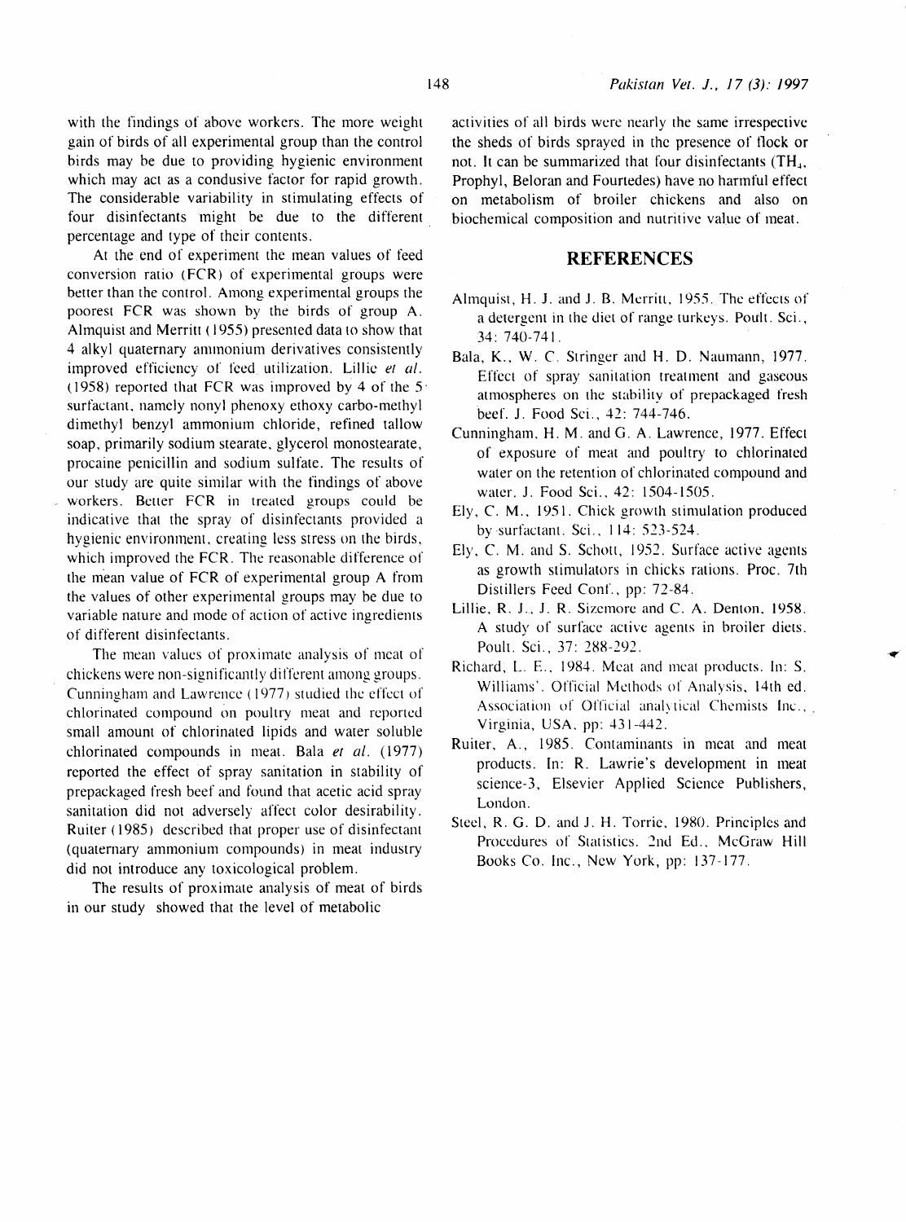with the findings of above workers. The more weight gain of birds of all experimental group than the control birds may be due to providing hygienic environment which may act as a condusive factor for rapid growth. The considerable variability in stimulating effects of four disinfectants might be due to the different percentage and type of their contents.

At the end of experiment the mean values of feed conversion ratio (FCR) of experimental groups were better than the control. Among experimental groups the poorest FCR was shown by the birds of group A. Almquist and Merritt (1955) presented data to show that 4 alkyl quaternary ammonium derivatives consistently improved efficiency of feed utilization. Lillie *et al.* (1958) reported that FCR was improved by 4 of the 5 surfactant, namely nonyl phenoxy ethoxy carbo-methyl dimethyl benzyl ammonium chloride, refined tallow soap, primarily sodium stearate, glycerol monostearate, procaine penicillin and sodium sulfate. The results of our study are quite similar with the findings of above workers. Better FCR in treated groups could be indicative that the spray of disinfectants provided a hygienic environment, creating less stress on the birds, which improved the FCR. The reasonable difference of the mean value of FCR of experimental group A from the values of other experimental groups may be due to variable nature and mode of action of active ingredients of different disinfectants.

The mean values of proximate analysis of meat of chickens were non-significantly different among groups. Cunningham and Lawrence (1977) studied the effect of chlorinated compound on poultry meat and reported small amount of chlorinated lipids and water soluble chlorinated compounds in meat. Bala *et al.* (1977) reported the effect of spray sanitation in stability of prepackaged fresh beef and found that acetic acid spray sanitation did not adversely affect color desirability. Ruiter (1985) described that proper use of disinfectant (quaternary ammonium compounds) in meat industry did not introduce any toxicological problem.

The results of proximate analysis of meat of birds in our study showed that the level of metabolic activities of all birds were nearly the same irrespective the sheds of birds sprayed in the presence of flock or not. It can be summarized that four disinfectants ($TH_4$, Prophyl, Beloran and Fourtedes) have no harmful effect on metabolism of broiler chickens and also on biochemical composition and nutritive value of meat.

## REFERENCES

Almquist, H. J. and J. B. Merritt, 1955. The effects of a detergent in the diet of range turkeys. Poult. Sci., 34: 740-741.

Bala, K., W. C. Stringer and H. D. Naumann, 1977. Effect of spray sanitation treatment and gaseous atmospheres on the stability of prepackaged fresh beef. J. Food Sci., 42: 744-746.

Cunningham, H. M. and G. A. Lawrence, 1977. Effect of exposure of meat and poultry to chlorinated water on the retention of chlorinated compound and water. J. Food Sci., 42: 1504-1505.

Ely, C. M., 1951. Chick growth stimulation produced by surfactant. Sci., 114: 523-524.

Ely, C. M. and S. Schott, 1952. Surface active agents as growth stimulators in chicks rations. Proc. 7th Distillers Feed Conf., pp: 72-84.

Lillie, R. J., J. R. Sizemore and C. A. Denton, 1958. A study of surface active agents in broiler diets. Poult. Sci., 37: 288-292.

Richard, L. E., 1984. Meat and meat products. In: S. Williams'. Official Methods of Analysis, 14th ed. Association of Official analytical Chemists Inc., Virginia, USA, pp: 431-442.

Ruiter, A., 1985. Contaminants in meat and meat products. In: R. Lawrie's development in meat science-3, Elsevier Applied Science Publishers, London.

Steel, R. G. D. and J. H. Torrie, 1980. Principles and Procedures of Statistics. 2nd Ed., McGraw Hill Books Co. Inc., New York, pp: 137-177.